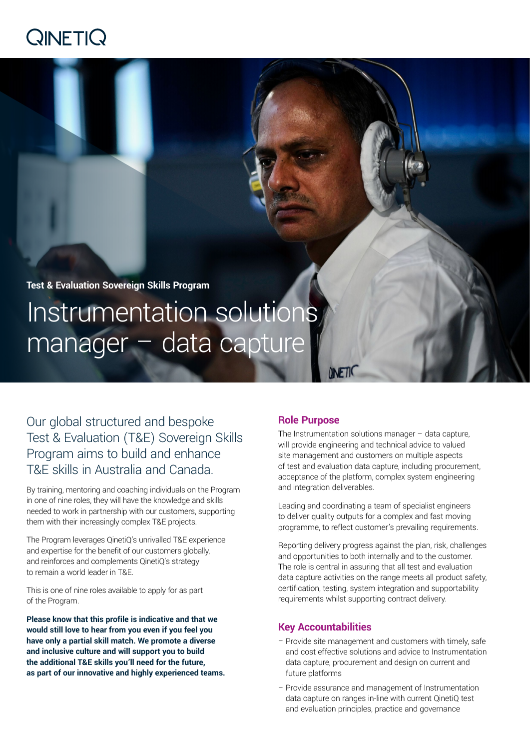QINETIQ

**Test & Evaluation Sovereign Skills Program**

# Instrumentation solutions manager – data capture

## Our global structured and bespoke Test & Evaluation (T&E) Sovereign Skills Program aims to build and enhance T&E skills in Australia and Canada.

By training, mentoring and coaching individuals on the Program in one of nine roles, they will have the knowledge and skills needed to work in partnership with our customers, supporting them with their increasingly complex T&E projects.

The Program leverages QinetiQ's unrivalled T&E experience and expertise for the benefit of our customers globally, and reinforces and complements QinetiQ's strategy to remain a world leader in T&E.

This is one of nine roles available to apply for as part of the Program.

**Please know that this profile is indicative and that we would still love to hear from you even if you feel you have only a partial skill match. We promote a diverse and inclusive culture and will support you to build the additional T&E skills you'll need for the future, as part of our innovative and highly experienced teams.**

### Role Purpose

The Instrumentation solutions manager – data capture, will provide engineering and technical advice to valued site management and customers on multiple aspects of test and evaluation data capture, including procurement, acceptance of the platform, complex system engineering and integration deliverables.

Leading and coordinating a team of specialist engineers to deliver quality outputs for a complex and fast moving programme, to reflect customer's prevailing requirements.

Reporting delivery progress against the plan, risk, challenges and opportunities to both internally and to the customer. The role is central in assuring that all test and evaluation data capture activities on the range meets all product safety, certification, testing, system integration and supportability requirements whilst supporting contract delivery.

### Key Accountabilities

- Provide site management and customers with timely, safe and cost effective solutions and advice to Instrumentation data capture, procurement and design on current and future platforms
- Provide assurance and management of Instrumentation data capture on ranges in-line with current QinetiQ test and evaluation principles, practice and governance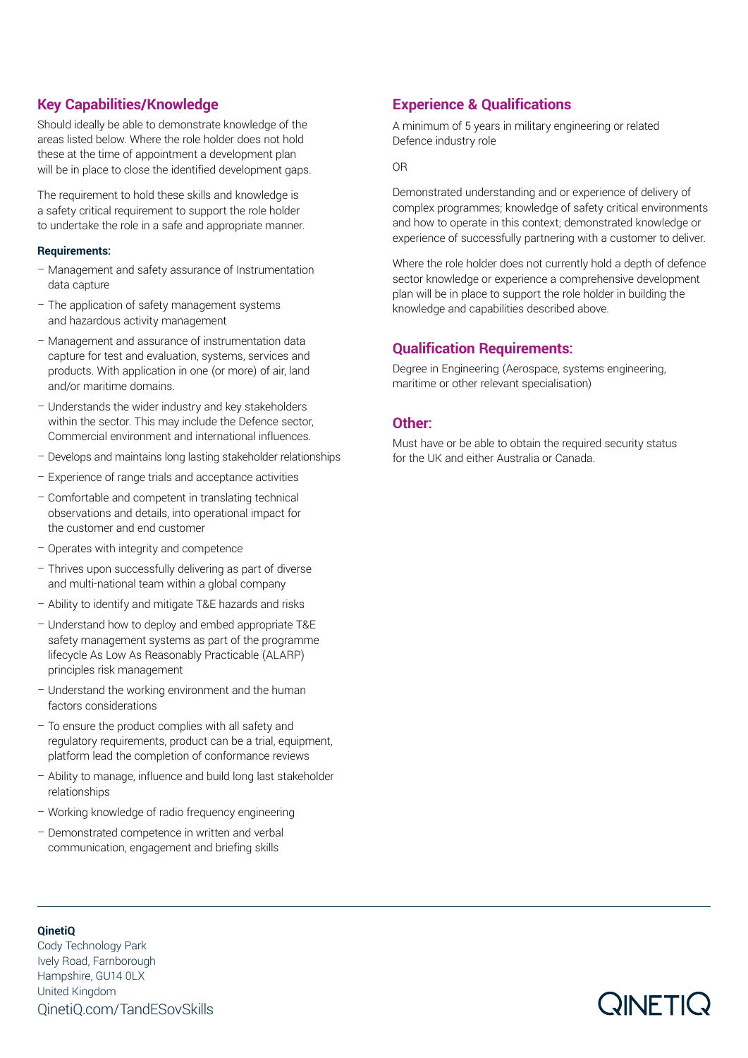## Key Capabilities/Knowledge

Should ideally be able to demonstrate knowledge of the areas listed below. Where the role holder does not hold these at the time of appointment a development plan will be in place to close the identified development gaps.

The requirement to hold these skills and knowledge is a safety critical requirement to support the role holder to undertake the role in a safe and appropriate manner.

**Requirements:**

- Management and safety assurance of Instrumentation data capture
- The application of safety management systems and hazardous activity management
- Management and assurance of instrumentation data capture for test and evaluation, systems, services and products. With application in one (or more) of air, land and/or maritime domains.
- Understands the wider industry and key stakeholders within the sector. This may include the Defence sector, Commercial environment and international influences.
- Develops and maintains long lasting stakeholder relationships
- Experience of range trials and acceptance activities
- Comfortable and competent in translating technical observations and details, into operational impact for the customer and end customer
- Operates with integrity and competence
- Thrives upon successfully delivering as part of diverse and multi-national team within a global company
- Ability to identify and mitigate T&E hazards and risks
- Understand how to deploy and embed appropriate T&E safety management systems as part of the programme lifecycle As Low As Reasonably Practicable (ALARP) principles risk management
- Understand the working environment and the human factors considerations
- To ensure the product complies with all safety and regulatory requirements, product can be a trial, equipment, platform lead the completion of conformance reviews
- Ability to manage, influence and build long last stakeholder relationships
- Working knowledge of radio frequency engineering
- Demonstrated competence in written and verbal communication, engagement and briefing skills

## Experience & Qualifications

A minimum of 5 years in military engineering or related Defence industry role

OR

Demonstrated understanding and or experience of delivery of complex programmes; knowledge of safety critical environments and how to operate in this context; demonstrated knowledge or experience of successfully partnering with a customer to deliver.

Where the role holder does not currently hold a depth of defence sector knowledge or experience a comprehensive development plan will be in place to support the role holder in building the knowledge and capabilities described above.

## Qualification Requirements:

Degree in Engineering (Aerospace, systems engineering, maritime or other relevant specialisation)

## Other:

Must have or be able to obtain the required security status for the UK and either Australia or Canada.

**QinetiQ**
Cody Technology Park
Ively Road, Farnborough
Hampshire, GU14 0LX
United Kingdom
QinetiQ.com/TandESovSkills

QINETIQ